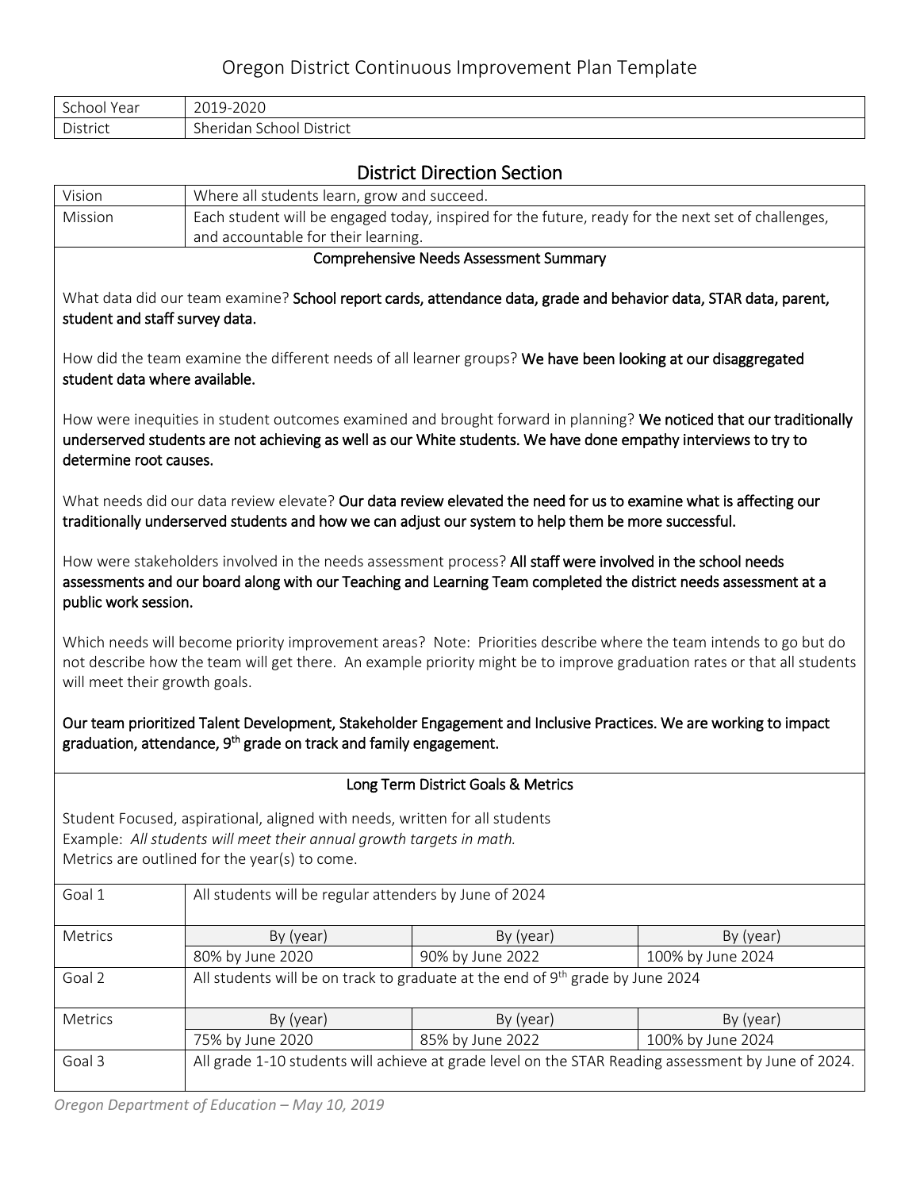# Oregon District Continuous Improvement Plan Template

| School Year | 2019-2020 |
|---|---|
| District | Sheridan School District |

## District Direction Section

| Vision | Where all students learn, grow and succeed. |
|---|---|
| Mission | Each student will be engaged today, inspired for the future, ready for the next set of challenges, and accountable for their learning. |

### Comprehensive Needs Assessment Summary

What data did our team examine? **School report cards, attendance data, grade and behavior data, STAR data, parent, student and staff survey data.**

How did the team examine the different needs of all learner groups? **We have been looking at our disaggregated student data where available.**

How were inequities in student outcomes examined and brought forward in planning? **We noticed that our traditionally underserved students are not achieving as well as our White students. We have done empathy interviews to try to determine root causes.**

What needs did our data review elevate? **Our data review elevated the need for us to examine what is affecting our traditionally underserved students and how we can adjust our system to help them be more successful.**

How were stakeholders involved in the needs assessment process? **All staff were involved in the school needs assessments and our board along with our Teaching and Learning Team completed the district needs assessment at a public work session.**

Which needs will become priority improvement areas? Note: Priorities describe where the team intends to go but do not describe how the team will get there. An example priority might be to improve graduation rates or that all students will meet their growth goals.

**Our team prioritized Talent Development, Stakeholder Engagement and Inclusive Practices. We are working to impact graduation, attendance, 9th grade on track and family engagement.**

### Long Term District Goals & Metrics

Student Focused, aspirational, aligned with needs, written for all students
Example: *All students will meet their annual growth targets in math.*
Metrics are outlined for the year(s) to come.

| Goal 1 | All students will be regular attenders by June of 2024 | | |
|---|---|---|---|
| Metrics | By (year) | By (year) | By (year) |
| | 80% by June 2020 | 90% by June 2022 | 100% by June 2024 |
| Goal 2 | All students will be on track to graduate at the end of 9th grade by June 2024 | | |
| Metrics | By (year) | By (year) | By (year) |
| | 75% by June 2020 | 85% by June 2022 | 100% by June 2024 |
| Goal 3 | All grade 1-10 students will achieve at grade level on the STAR Reading assessment by June of 2024. | | |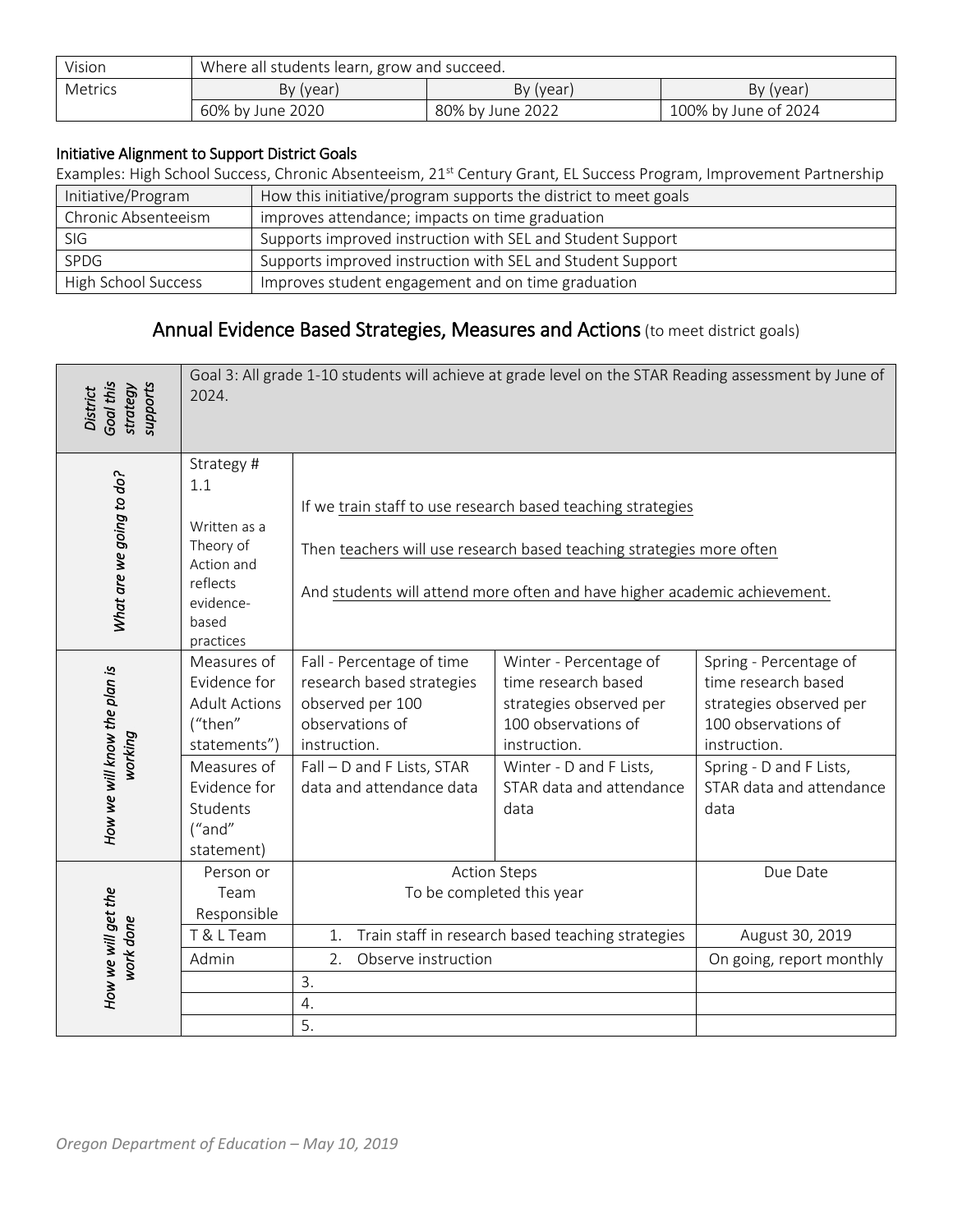| Vision | Where all students learn, grow and succeed. | | |
|---|---|---|---|
| Metrics | By (year) | By (year) | By (year) |
| | 60% by June 2020 | 80% by June 2022 | 100% by June of 2024 |

### Initiative Alignment to Support District Goals

Examples: High School Success, Chronic Absenteeism, 21st Century Grant, EL Success Program, Improvement Partnership

| Initiative/Program | How this initiative/program supports the district to meet goals |
|---|---|
| Chronic Absenteeism | improves attendance; impacts on time graduation |
| SIG | Supports improved instruction with SEL and Student Support |
| SPDG | Supports improved instruction with SEL and Student Support |
| High School Success | Improves student engagement and on time graduation |

## Annual Evidence Based Strategies, Measures and Actions (to meet district goals)

| *District Goal this strategy supports* | Goal 3: All grade 1-10 students will achieve at grade level on the STAR Reading assessment by June of 2024. | | | |
|---|---|---|---|---|
| *What are we going to do?* | Strategy # 1.1<br><br>Written as a Theory of Action and reflects evidence-based practices | If we train staff to use research based teaching strategies<br><br>Then teachers will use research based teaching strategies more often<br><br>And students will attend more often and have higher academic achievement. | | |
| *How we will know the plan is working* | Measures of Evidence for Adult Actions ("then" statements") | Fall - Percentage of time research based strategies observed per 100 observations of instruction. | Winter - Percentage of time research based strategies observed per 100 observations of instruction. | Spring - Percentage of time research based strategies observed per 100 observations of instruction. |
| | Measures of Evidence for Students ("and" statement) | Fall – D and F Lists, STAR data and attendance data | Winter - D and F Lists, STAR data and attendance data | Spring - D and F Lists, STAR data and attendance data |
| *How we will get the work done* | Person or Team Responsible | Action Steps<br>To be completed this year | | Due Date |
| | T & L Team | 1. Train staff in research based teaching strategies | | August 30, 2019 |
| | Admin | 2. Observe instruction | | On going, report monthly |
| | | 3. | | |
| | | 4. | | |
| | | 5. | | |

*Oregon Department of Education – May 10, 2019*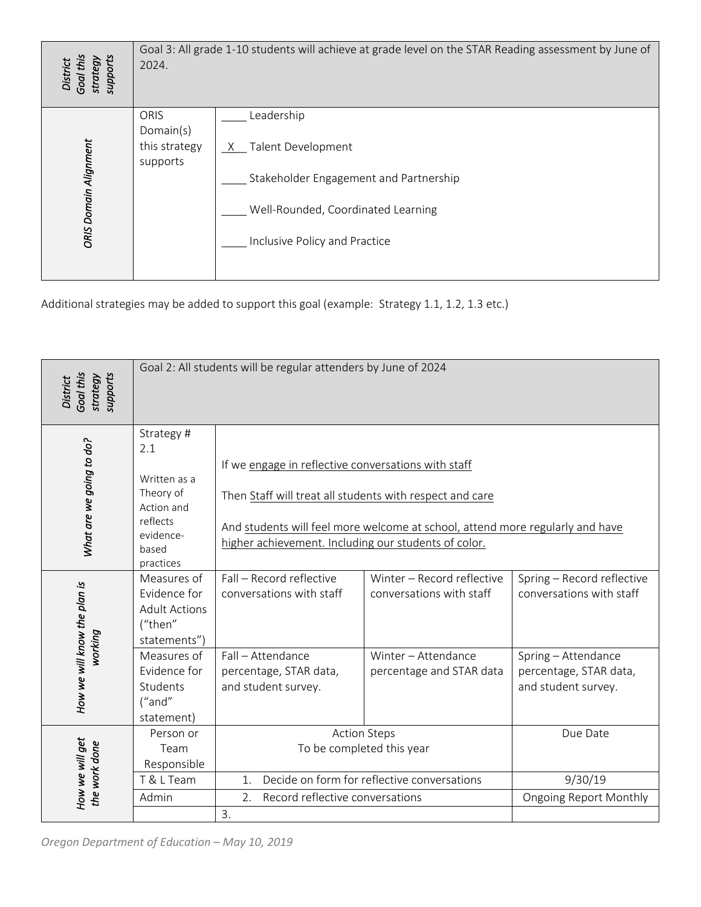| District Goal this strategy supports | Goal 3: All grade 1-10 students will achieve at grade level on the STAR Reading assessment by June of 2024. | |
|---|---|---|
| ORIS Domain Alignment | ORIS Domain(s) this strategy supports | ____ Leadership<br><br>\_X\_\_ Talent Development<br><br>____ Stakeholder Engagement and Partnership<br><br>____ Well-Rounded, Coordinated Learning<br><br>____ Inclusive Policy and Practice |

Additional strategies may be added to support this goal (example: Strategy 1.1, 1.2, 1.3 etc.)

| District Goal this strategy supports | Goal 2: All students will be regular attenders by June of 2024 | | | |
|---|---|---|---|---|
| What are we going to do? | Strategy # 2.1<br><br>Written as a Theory of Action and reflects evidence-based practices | If we <u>engage in reflective conversations with staff</u><br><br>Then <u>Staff will treat all students with respect and care</u><br><br>And <u>students will feel more welcome at school, attend more regularly and have higher achievement. Including our students of color.</u> | | |
| How we will know the plan is working | Measures of Evidence for Adult Actions ("then" statements") | Fall – Record reflective conversations with staff | Winter – Record reflective conversations with staff | Spring – Record reflective conversations with staff |
| | Measures of Evidence for Students ("and" statement) | Fall – Attendance percentage, STAR data, and student survey. | Winter – Attendance percentage and STAR data | Spring – Attendance percentage, STAR data, and student survey. |
| How we will get the work done | Person or Team Responsible | Action Steps<br>To be completed this year | | Due Date |
| | T & L Team | 1. Decide on form for reflective conversations | | 9/30/19 |
| | Admin | 2. Record reflective conversations | | Ongoing Report Monthly |
| | | 3. | | |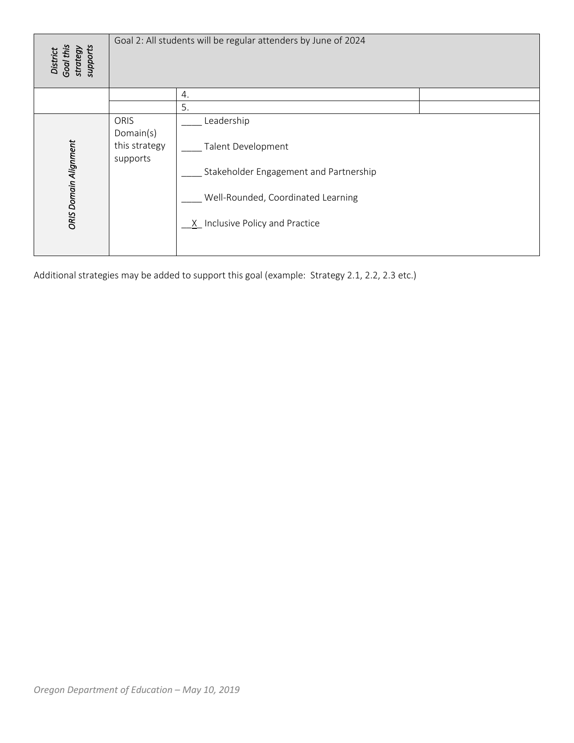| *District Goal this strategy supports* | Goal 2: All students will be regular attenders by June of 2024 | | |
|---|---|---|---|
| | | 4. | |
| | | 5. | |
| *ORIS Domain Alignment* | ORIS Domain(s) this strategy supports | ____ Leadership<br><br>____ Talent Development<br><br>____ Stakeholder Engagement and Partnership<br><br>____ Well-Rounded, Coordinated Learning<br><br>__X_ Inclusive Policy and Practice | |

Additional strategies may be added to support this goal (example: Strategy 2.1, 2.2, 2.3 etc.)

*Oregon Department of Education – May 10, 2019*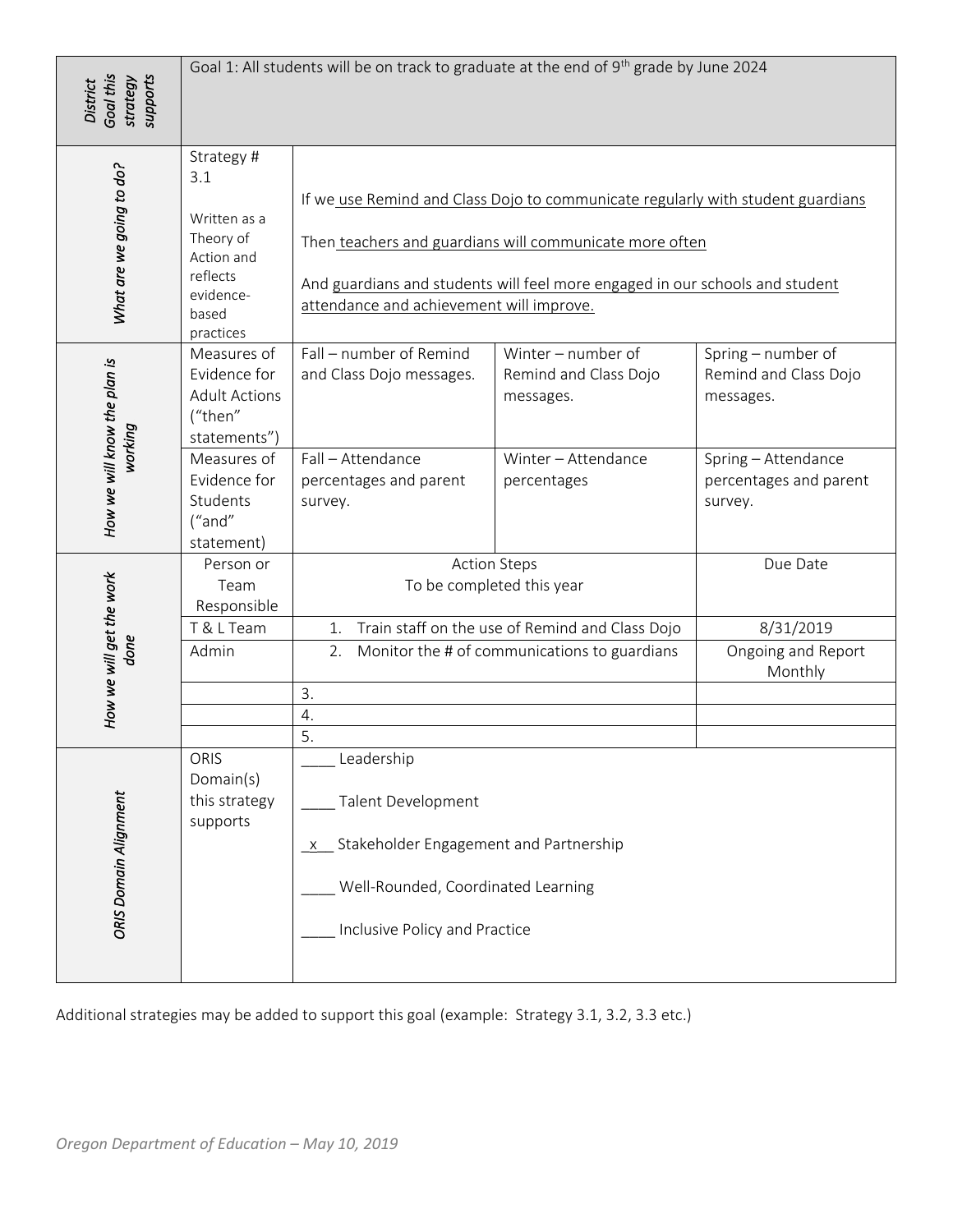| District Goal this strategy supports | Goal 1: All students will be on track to graduate at the end of 9th grade by June 2024 | | | |
|---|---|---|---|---|
| What are we going to do? | Strategy # 3.1<br><br>Written as a Theory of Action and reflects evidence-based practices | If we use Remind and Class Dojo to communicate regularly with student guardians<br><br>Then teachers and guardians will communicate more often<br><br>And guardians and students will feel more engaged in our schools and student attendance and achievement will improve. | | |
| How we will know the plan is working | Measures of Evidence for Adult Actions ("then" statements") | Fall – number of Remind and Class Dojo messages. | Winter – number of Remind and Class Dojo messages. | Spring – number of Remind and Class Dojo messages. |
| | Measures of Evidence for Students ("and" statement) | Fall – Attendance percentages and parent survey. | Winter – Attendance percentages | Spring – Attendance percentages and parent survey. |
| How we will get the work done | Person or Team Responsible | Action Steps<br>To be completed this year | | Due Date |
| | T & L Team | 1. Train staff on the use of Remind and Class Dojo | | 8/31/2019 |
| | Admin | 2. Monitor the # of communications to guardians | | Ongoing and Report Monthly |
| | | 3. | | |
| | | 4. | | |
| | | 5. | | |
| ORIS Domain Alignment | ORIS Domain(s) this strategy supports | ____ Leadership<br><br>____ Talent Development<br><br>_x__ Stakeholder Engagement and Partnership<br><br>____ Well-Rounded, Coordinated Learning<br><br>____ Inclusive Policy and Practice | | |

Additional strategies may be added to support this goal (example: Strategy 3.1, 3.2, 3.3 etc.)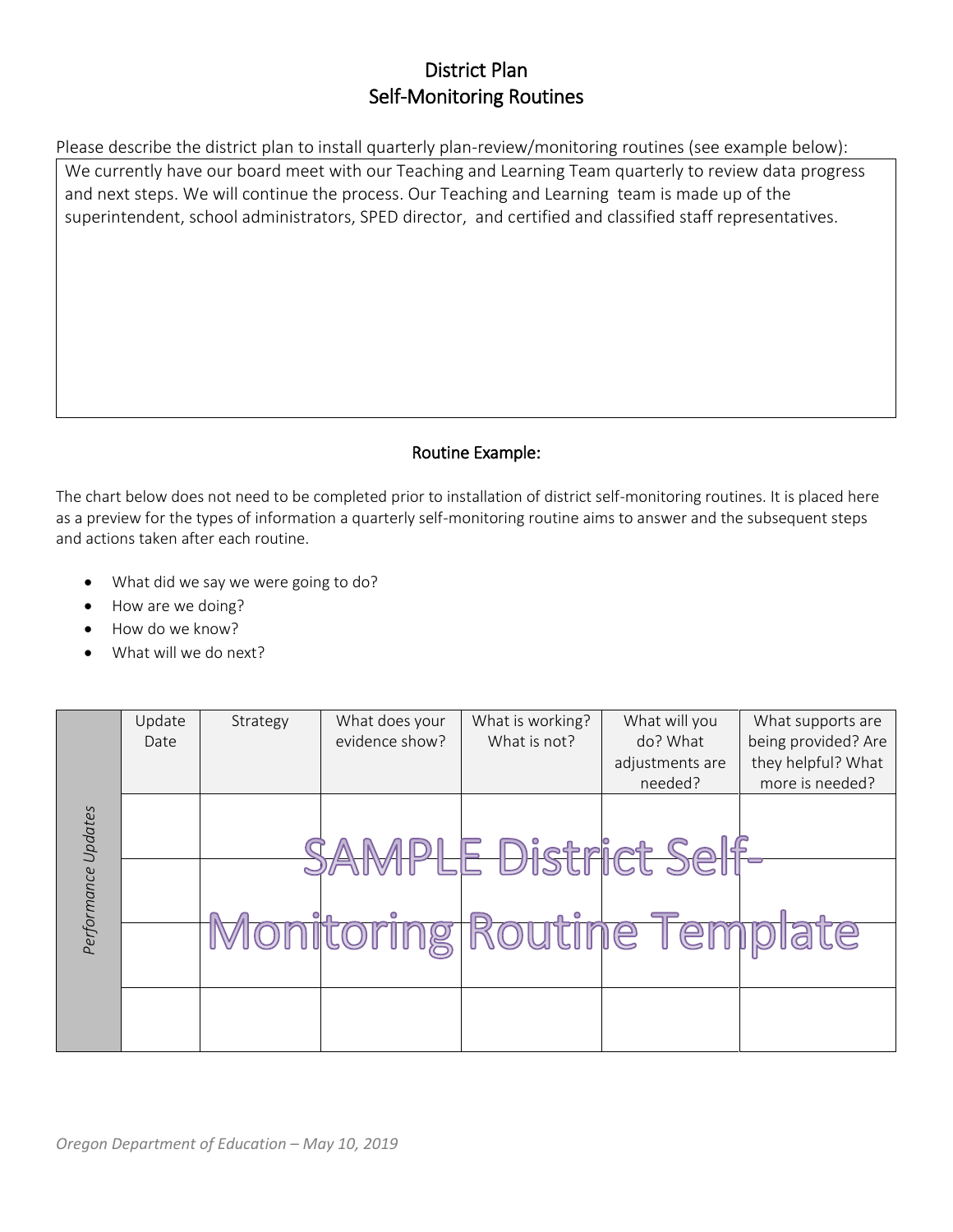# District Plan
## Self-Monitoring Routines

Please describe the district plan to install quarterly plan-review/monitoring routines (see example below):

We currently have our board meet with our Teaching and Learning Team quarterly to review data progress and next steps. We will continue the process. Our Teaching and Learning team is made up of the superintendent, school administrators, SPED director, and certified and classified staff representatives.

### Routine Example:

The chart below does not need to be completed prior to installation of district self-monitoring routines. It is placed here as a preview for the types of information a quarterly self-monitoring routine aims to answer and the subsequent steps and actions taken after each routine.

- What did we say we were going to do?
- How are we doing?
- How do we know?
- What will we do next?

| | Update Date | Strategy | What does your evidence show? | What is working? What is not? | What will you do? What adjustments are needed? | What supports are being provided? Are they helpful? What more is needed? |
|---|---|---|---|---|---|---|
| *Performance Updates* | | | | | | |
| | | | | | | |
| | | | | | | |
| | | | | | | |

SAMPLE District Self-Monitoring Routine Template